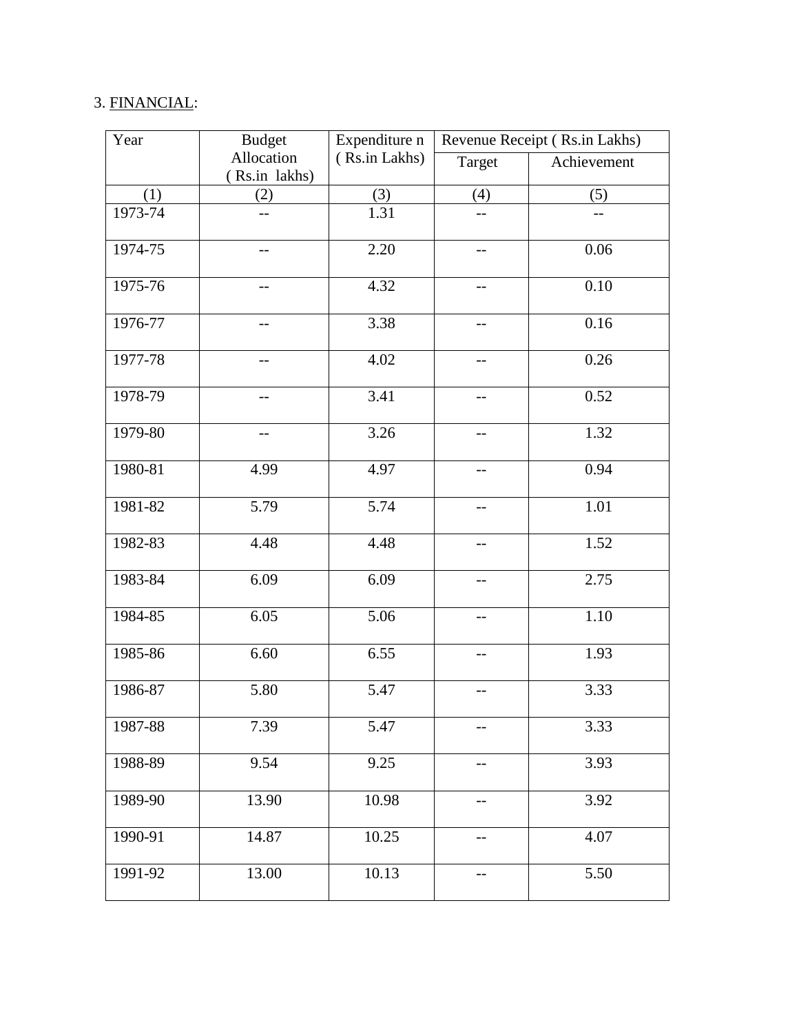3. <u>FINANCIAL</u>:

| Year | Budget Allocation ( Rs.in lakhs) | Expenditure n ( Rs.in Lakhs) | Revenue Receipt ( Rs.in Lakhs) | |
|---|---|---|---|---|
| | | | Target | Achievement |
| (1) | (2) | (3) | (4) | (5) |
| 1973-74 | -- | 1.31 | -- | -- |
| 1974-75 | -- | 2.20 | -- | 0.06 |
| 1975-76 | -- | 4.32 | -- | 0.10 |
| 1976-77 | -- | 3.38 | -- | 0.16 |
| 1977-78 | -- | 4.02 | -- | 0.26 |
| 1978-79 | -- | 3.41 | -- | 0.52 |
| 1979-80 | -- | 3.26 | -- | 1.32 |
| 1980-81 | 4.99 | 4.97 | -- | 0.94 |
| 1981-82 | 5.79 | 5.74 | -- | 1.01 |
| 1982-83 | 4.48 | 4.48 | -- | 1.52 |
| 1983-84 | 6.09 | 6.09 | -- | 2.75 |
| 1984-85 | 6.05 | 5.06 | -- | 1.10 |
| 1985-86 | 6.60 | 6.55 | -- | 1.93 |
| 1986-87 | 5.80 | 5.47 | -- | 3.33 |
| 1987-88 | 7.39 | 5.47 | -- | 3.33 |
| 1988-89 | 9.54 | 9.25 | -- | 3.93 |
| 1989-90 | 13.90 | 10.98 | -- | 3.92 |
| 1990-91 | 14.87 | 10.25 | -- | 4.07 |
| 1991-92 | 13.00 | 10.13 | -- | 5.50 |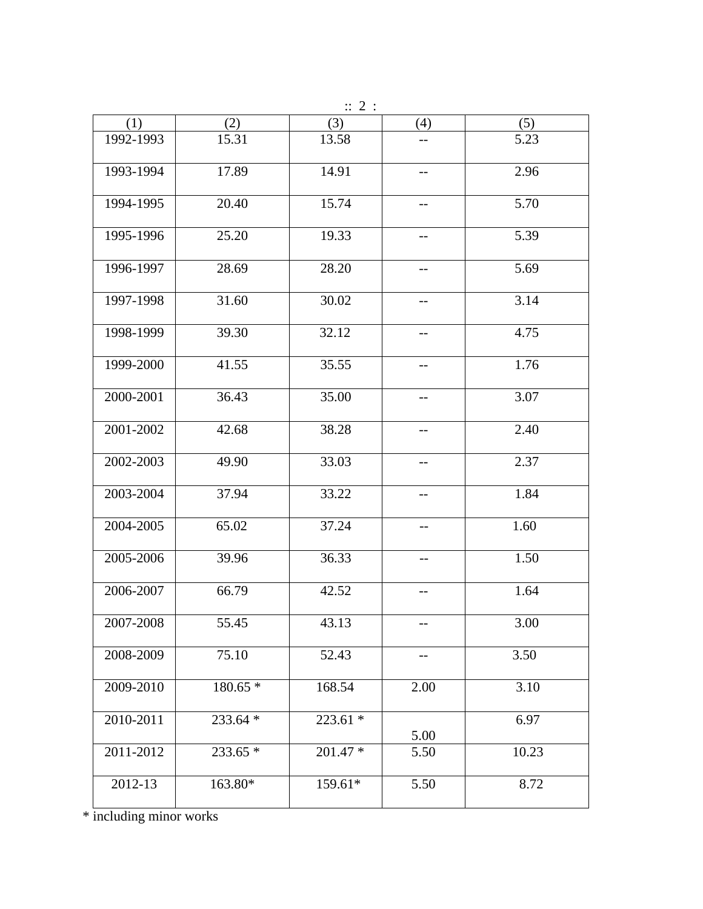| (1) | (2) | (3) | (4) | (5) |
|---|---|---|---|---|
| 1992-1993 | 15.31 | 13.58 | -- | 5.23 |
| 1993-1994 | 17.89 | 14.91 | -- | 2.96 |
| 1994-1995 | 20.40 | 15.74 | -- | 5.70 |
| 1995-1996 | 25.20 | 19.33 | -- | 5.39 |
| 1996-1997 | 28.69 | 28.20 | -- | 5.69 |
| 1997-1998 | 31.60 | 30.02 | -- | 3.14 |
| 1998-1999 | 39.30 | 32.12 | -- | 4.75 |
| 1999-2000 | 41.55 | 35.55 | -- | 1.76 |
| 2000-2001 | 36.43 | 35.00 | -- | 3.07 |
| 2001-2002 | 42.68 | 38.28 | -- | 2.40 |
| 2002-2003 | 49.90 | 33.03 | -- | 2.37 |
| 2003-2004 | 37.94 | 33.22 | -- | 1.84 |
| 2004-2005 | 65.02 | 37.24 | -- | 1.60 |
| 2005-2006 | 39.96 | 36.33 | -- | 1.50 |
| 2006-2007 | 66.79 | 42.52 | -- | 1.64 |
| 2007-2008 | 55.45 | 43.13 | -- | 3.00 |
| 2008-2009 | 75.10 | 52.43 | -- | 3.50 |
| 2009-2010 | 180.65 * | 168.54 | 2.00 | 3.10 |
| 2010-2011 | 233.64 * | 223.61 * | 5.00 | 6.97 |
| 2011-2012 | 233.65 * | 201.47 * | 5.50 | 10.23 |
| 2012-13 | 163.80* | 159.61* | 5.50 | 8.72 |

* including minor works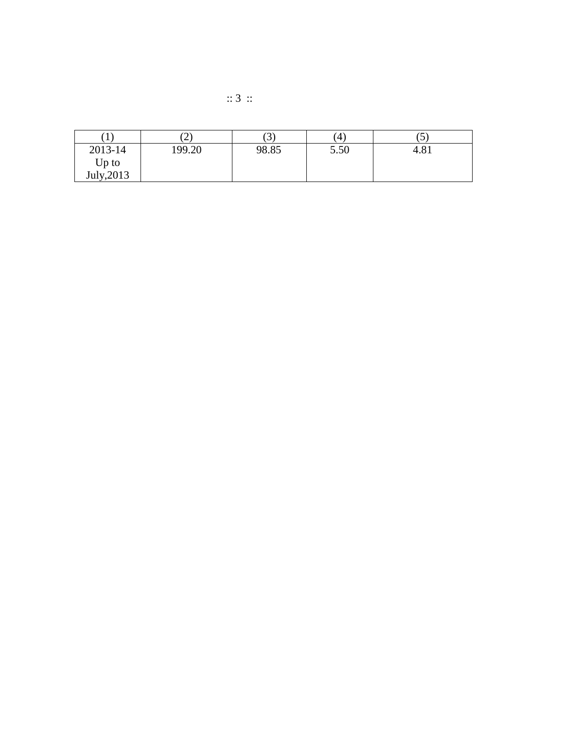| (1) | (2) | (3) | (4) | (5) |
|---|---|---|---|---|
| 2013-14 Up to July,2013 | 199.20 | 98.85 | 5.50 | 4.81 |